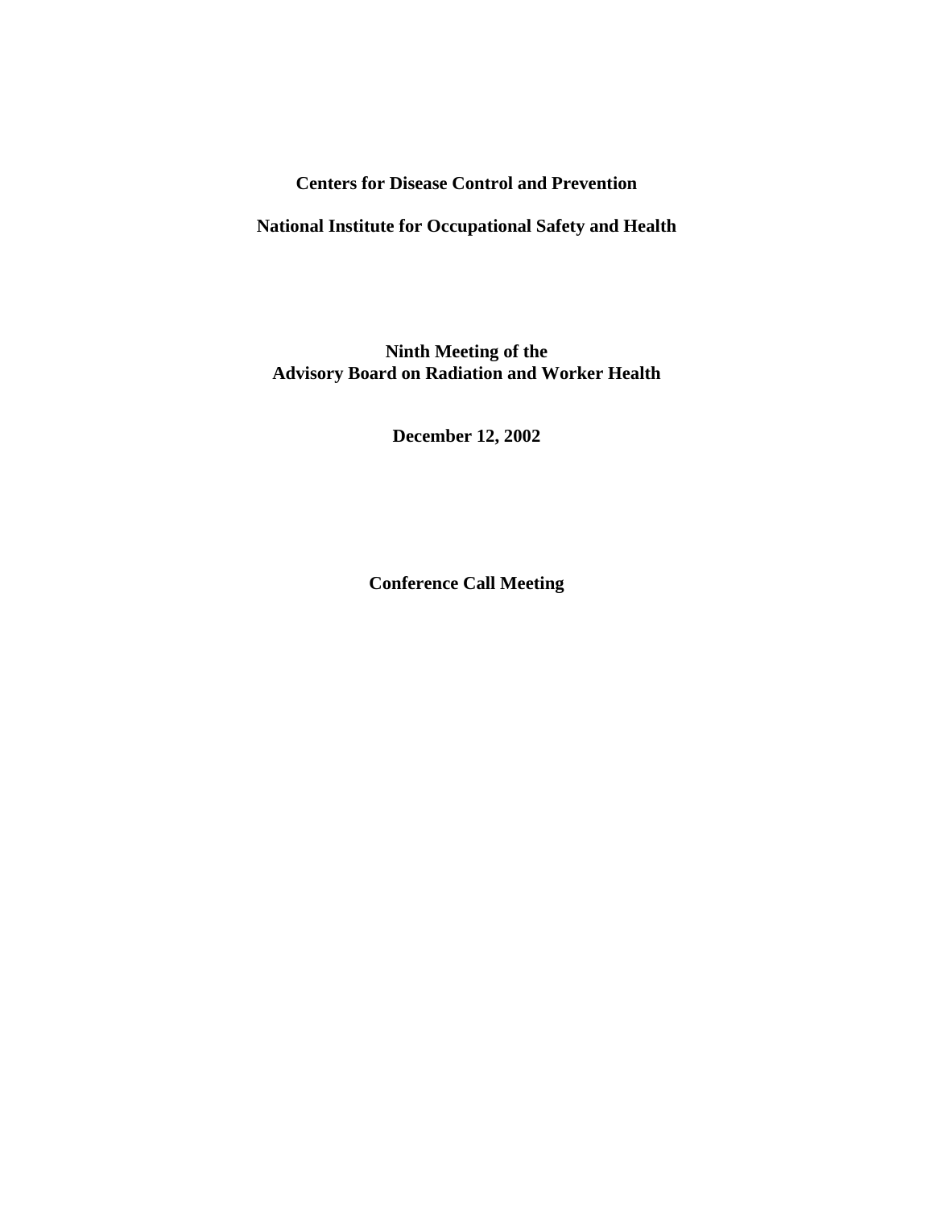**Centers for Disease Control and Prevention**

**National Institute for Occupational Safety and Health**

# Ninth Meeting of the Advisory Board on Radiation and Worker Health

**December 12, 2002**

**Conference Call Meeting**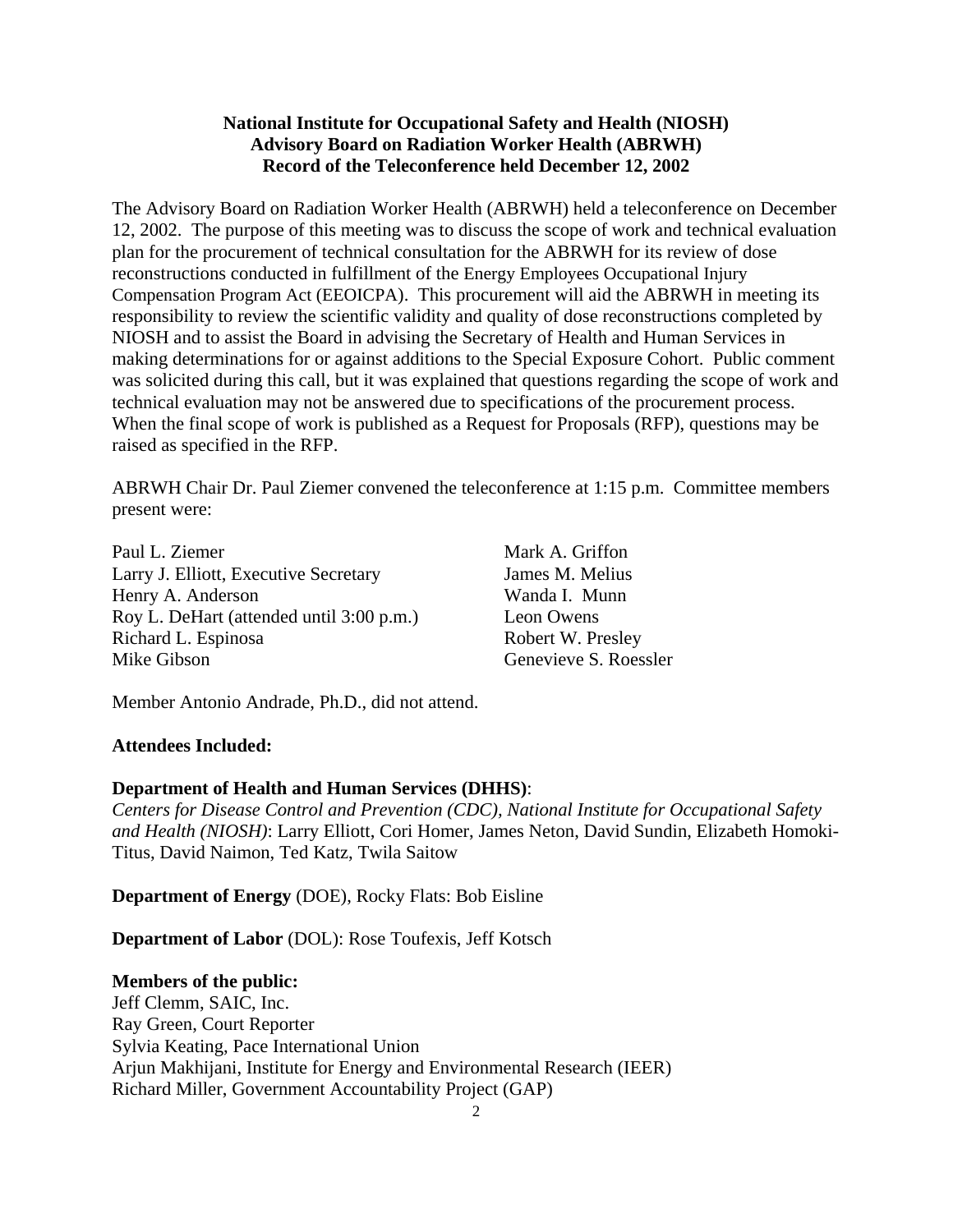**National Institute for Occupational Safety and Health (NIOSH)**
**Advisory Board on Radiation Worker Health (ABRWH)**
**Record of the Teleconference held December 12, 2002**

The Advisory Board on Radiation Worker Health (ABRWH) held a teleconference on December 12, 2002. The purpose of this meeting was to discuss the scope of work and technical evaluation plan for the procurement of technical consultation for the ABRWH for its review of dose reconstructions conducted in fulfillment of the Energy Employees Occupational Injury Compensation Program Act (EEOICPA). This procurement will aid the ABRWH in meeting its responsibility to review the scientific validity and quality of dose reconstructions completed by NIOSH and to assist the Board in advising the Secretary of Health and Human Services in making determinations for or against additions to the Special Exposure Cohort. Public comment was solicited during this call, but it was explained that questions regarding the scope of work and technical evaluation may not be answered due to specifications of the procurement process. When the final scope of work is published as a Request for Proposals (RFP), questions may be raised as specified in the RFP.

ABRWH Chair Dr. Paul Ziemer convened the teleconference at 1:15 p.m. Committee members present were:

Paul L. Ziemer
Larry J. Elliott, Executive Secretary
Henry A. Anderson
Roy L. DeHart (attended until 3:00 p.m.)
Richard L. Espinosa
Mike Gibson
Mark A. Griffon
James M. Melius
Wanda I. Munn
Leon Owens
Robert W. Presley
Genevieve S. Roessler

Member Antonio Andrade, Ph.D., did not attend.

**Attendees Included:**

**Department of Health and Human Services (DHHS)**:
*Centers for Disease Control and Prevention (CDC), National Institute for Occupational Safety and Health (NIOSH)*: Larry Elliott, Cori Homer, James Neton, David Sundin, Elizabeth Homoki-Titus, David Naimon, Ted Katz, Twila Saitow

**Department of Energy** (DOE), Rocky Flats: Bob Eisline

**Department of Labor** (DOL): Rose Toufexis, Jeff Kotsch

**Members of the public:**
Jeff Clemm, SAIC, Inc.
Ray Green, Court Reporter
Sylvia Keating, Pace International Union
Arjun Makhijani, Institute for Energy and Environmental Research (IEER)
Richard Miller, Government Accountability Project (GAP)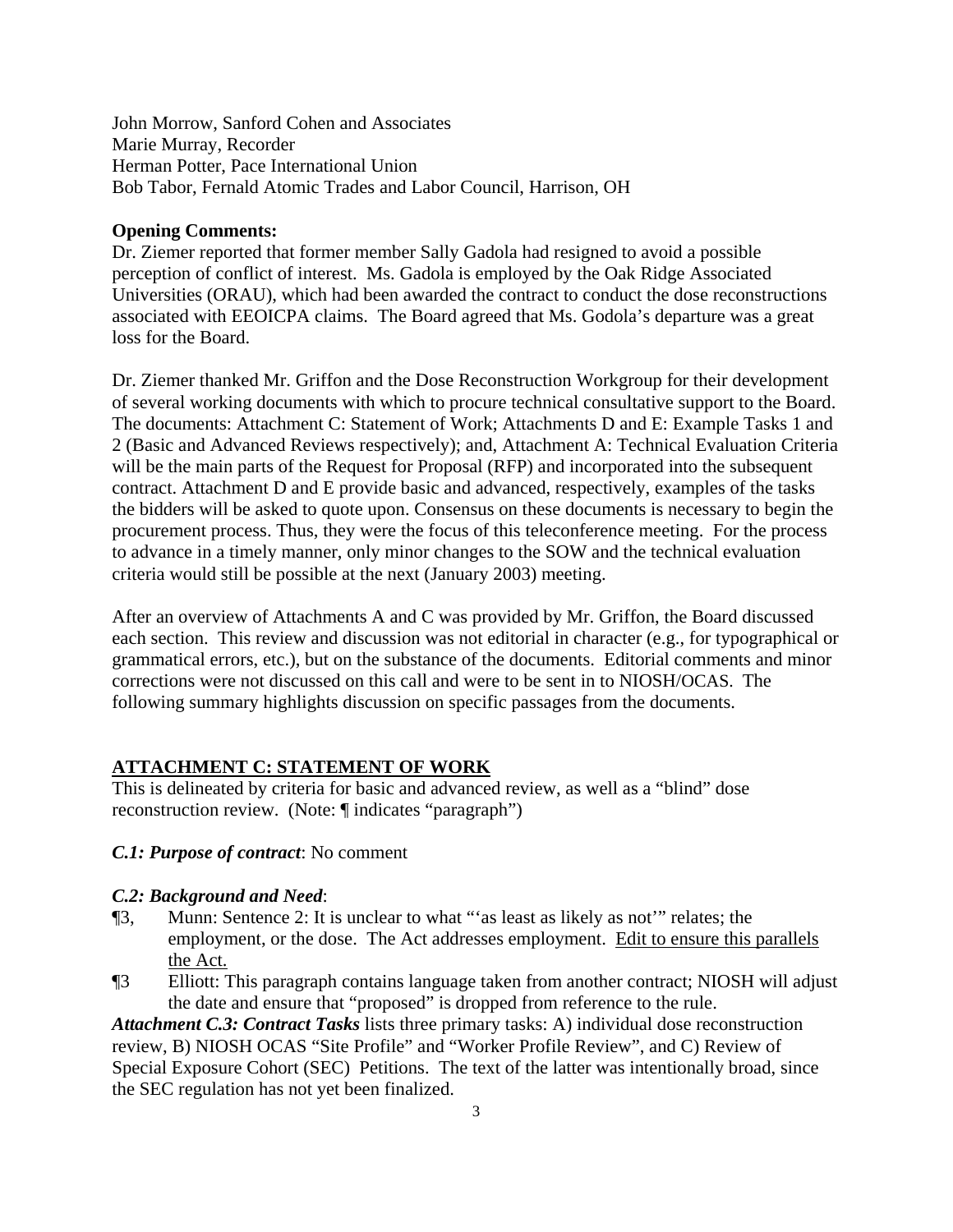John Morrow, Sanford Cohen and Associates
Marie Murray, Recorder
Herman Potter, Pace International Union
Bob Tabor, Fernald Atomic Trades and Labor Council, Harrison, OH

**Opening Comments:**
Dr. Ziemer reported that former member Sally Gadola had resigned to avoid a possible perception of conflict of interest. Ms. Gadola is employed by the Oak Ridge Associated Universities (ORAU), which had been awarded the contract to conduct the dose reconstructions associated with EEOICPA claims. The Board agreed that Ms. Godola's departure was a great loss for the Board.

Dr. Ziemer thanked Mr. Griffon and the Dose Reconstruction Workgroup for their development of several working documents with which to procure technical consultative support to the Board. The documents: Attachment C: Statement of Work; Attachments D and E: Example Tasks 1 and 2 (Basic and Advanced Reviews respectively); and, Attachment A: Technical Evaluation Criteria will be the main parts of the Request for Proposal (RFP) and incorporated into the subsequent contract. Attachment D and E provide basic and advanced, respectively, examples of the tasks the bidders will be asked to quote upon. Consensus on these documents is necessary to begin the procurement process. Thus, they were the focus of this teleconference meeting. For the process to advance in a timely manner, only minor changes to the SOW and the technical evaluation criteria would still be possible at the next (January 2003) meeting.

After an overview of Attachments A and C was provided by Mr. Griffon, the Board discussed each section. This review and discussion was not editorial in character (e.g., for typographical or grammatical errors, etc.), but on the substance of the documents. Editorial comments and minor corrections were not discussed on this call and were to be sent in to NIOSH/OCAS. The following summary highlights discussion on specific passages from the documents.

## <u>ATTACHMENT C: STATEMENT OF WORK</u>

This is delineated by criteria for basic and advanced review, as well as a "blind" dose reconstruction review. (Note: ¶ indicates "paragraph")

***C.1: Purpose of contract***: No comment

***C.2: Background and Need***:

- ¶3, Munn: Sentence 2: It is unclear to what "'as least as likely as not'" relates; the employment, or the dose. The Act addresses employment. <u>Edit to ensure this parallels the Act.</u>
- ¶3 Elliott: This paragraph contains language taken from another contract; NIOSH will adjust the date and ensure that "proposed" is dropped from reference to the rule.

***Attachment C.3: Contract Tasks*** lists three primary tasks: A) individual dose reconstruction review, B) NIOSH OCAS "Site Profile" and "Worker Profile Review", and C) Review of Special Exposure Cohort (SEC) Petitions. The text of the latter was intentionally broad, since the SEC regulation has not yet been finalized.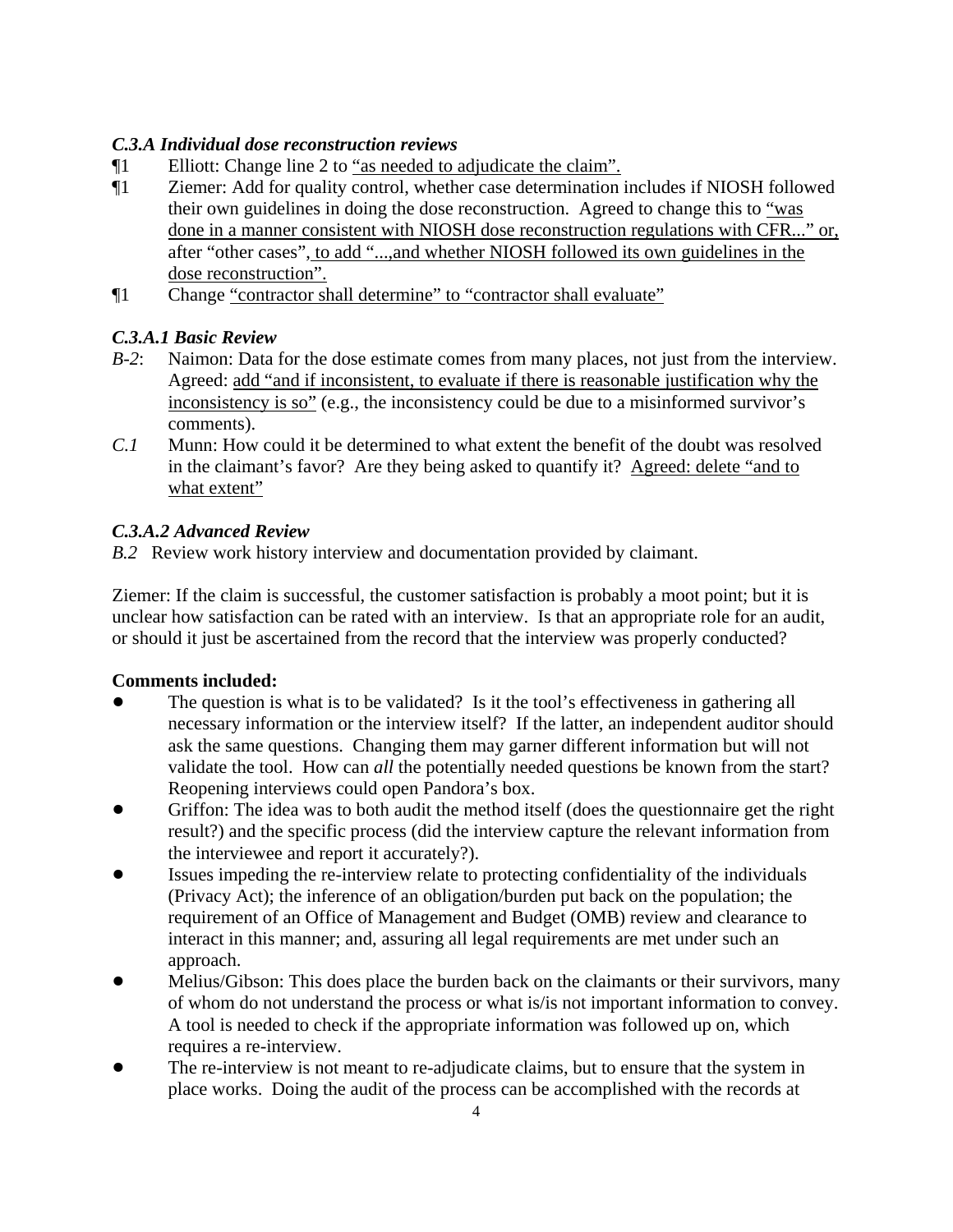### *C.3.A Individual dose reconstruction reviews*

¶1 Elliott: Change line 2 to "as needed to adjudicate the claim".

¶1 Ziemer: Add for quality control, whether case determination includes if NIOSH followed their own guidelines in doing the dose reconstruction. Agreed to change this to "was done in a manner consistent with NIOSH dose reconstruction regulations with CFR..." or, after "other cases", to add "...,and whether NIOSH followed its own guidelines in the dose reconstruction".

¶1 Change "contractor shall determine" to "contractor shall evaluate"

### *C.3.A.1 Basic Review*

*B-2*: Naimon: Data for the dose estimate comes from many places, not just from the interview. Agreed: add "and if inconsistent, to evaluate if there is reasonable justification why the inconsistency is so" (e.g., the inconsistency could be due to a misinformed survivor's comments).

*C.1* Munn: How could it be determined to what extent the benefit of the doubt was resolved in the claimant's favor? Are they being asked to quantify it? Agreed: delete "and to what extent"

### *C.3.A.2 Advanced Review*

*B.2* Review work history interview and documentation provided by claimant.

Ziemer: If the claim is successful, the customer satisfaction is probably a moot point; but it is unclear how satisfaction can be rated with an interview. Is that an appropriate role for an audit, or should it just be ascertained from the record that the interview was properly conducted?

**Comments included:**

- The question is what is to be validated? Is it the tool's effectiveness in gathering all necessary information or the interview itself? If the latter, an independent auditor should ask the same questions. Changing them may garner different information but will not validate the tool. How can *all* the potentially needed questions be known from the start? Reopening interviews could open Pandora's box.
- Griffon: The idea was to both audit the method itself (does the questionnaire get the right result?) and the specific process (did the interview capture the relevant information from the interviewee and report it accurately?).
- Issues impeding the re-interview relate to protecting confidentiality of the individuals (Privacy Act); the inference of an obligation/burden put back on the population; the requirement of an Office of Management and Budget (OMB) review and clearance to interact in this manner; and, assuring all legal requirements are met under such an approach.
- Melius/Gibson: This does place the burden back on the claimants or their survivors, many of whom do not understand the process or what is/is not important information to convey. A tool is needed to check if the appropriate information was followed up on, which requires a re-interview.
- The re-interview is not meant to re-adjudicate claims, but to ensure that the system in place works. Doing the audit of the process can be accomplished with the records at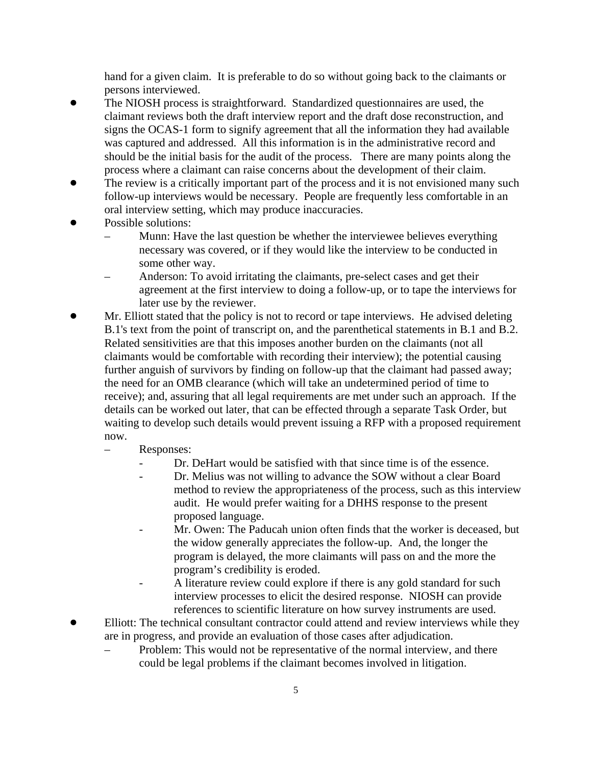hand for a given claim. It is preferable to do so without going back to the claimants or persons interviewed.

- The NIOSH process is straightforward. Standardized questionnaires are used, the claimant reviews both the draft interview report and the draft dose reconstruction, and signs the OCAS-1 form to signify agreement that all the information they had available was captured and addressed. All this information is in the administrative record and should be the initial basis for the audit of the process. There are many points along the process where a claimant can raise concerns about the development of their claim.
- The review is a critically important part of the process and it is not envisioned many such follow-up interviews would be necessary. People are frequently less comfortable in an oral interview setting, which may produce inaccuracies.
- Possible solutions:
  - Munn: Have the last question be whether the interviewee believes everything necessary was covered, or if they would like the interview to be conducted in some other way.
  - Anderson: To avoid irritating the claimants, pre-select cases and get their agreement at the first interview to doing a follow-up, or to tape the interviews for later use by the reviewer.
- Mr. Elliott stated that the policy is not to record or tape interviews. He advised deleting B.1's text from the point of transcript on, and the parenthetical statements in B.1 and B.2. Related sensitivities are that this imposes another burden on the claimants (not all claimants would be comfortable with recording their interview); the potential causing further anguish of survivors by finding on follow-up that the claimant had passed away; the need for an OMB clearance (which will take an undetermined period of time to receive); and, assuring that all legal requirements are met under such an approach. If the details can be worked out later, that can be effected through a separate Task Order, but waiting to develop such details would prevent issuing a RFP with a proposed requirement now.
  - Responses:
    - Dr. DeHart would be satisfied with that since time is of the essence.
    - Dr. Melius was not willing to advance the SOW without a clear Board method to review the appropriateness of the process, such as this interview audit. He would prefer waiting for a DHHS response to the present proposed language.
    - Mr. Owen: The Paducah union often finds that the worker is deceased, but the widow generally appreciates the follow-up. And, the longer the program is delayed, the more claimants will pass on and the more the program's credibility is eroded.
    - A literature review could explore if there is any gold standard for such interview processes to elicit the desired response. NIOSH can provide references to scientific literature on how survey instruments are used.
- Elliott: The technical consultant contractor could attend and review interviews while they are in progress, and provide an evaluation of those cases after adjudication.
  - Problem: This would not be representative of the normal interview, and there could be legal problems if the claimant becomes involved in litigation.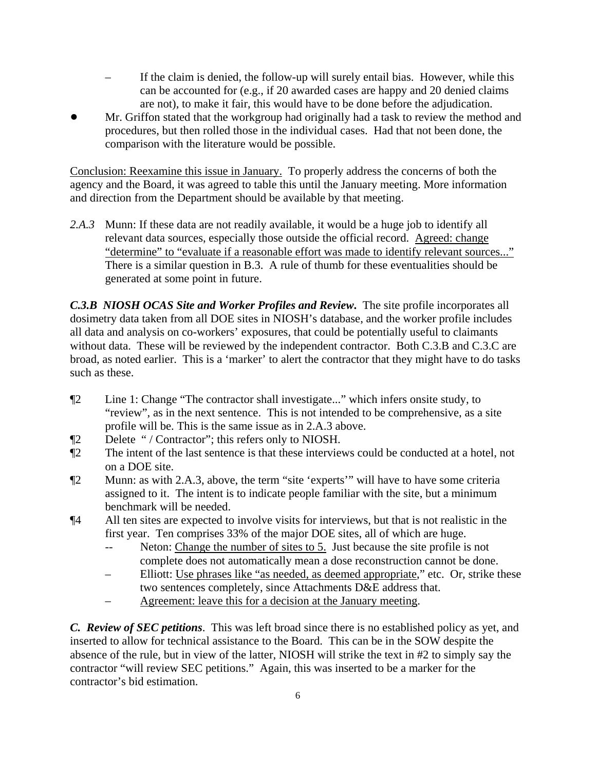- If the claim is denied, the follow-up will surely entail bias. However, while this can be accounted for (e.g., if 20 awarded cases are happy and 20 denied claims are not), to make it fair, this would have to be done before the adjudication.

- Mr. Griffon stated that the workgroup had originally had a task to review the method and procedures, but then rolled those in the individual cases. Had that not been done, the comparison with the literature would be possible.

<u>Conclusion: Reexamine this issue in January.</u> To properly address the concerns of both the agency and the Board, it was agreed to table this until the January meeting. More information and direction from the Department should be available by that meeting.

*2.A.3* Munn: If these data are not readily available, it would be a huge job to identify all relevant data sources, especially those outside the official record. <u>Agreed: change "determine" to "evaluate if a reasonable effort was made to identify relevant sources..."</u> There is a similar question in B.3. A rule of thumb for these eventualities should be generated at some point in future.

***C.3.B NIOSH OCAS Site and Worker Profiles and Review.*** The site profile incorporates all dosimetry data taken from all DOE sites in NIOSH's database, and the worker profile includes all data and analysis on co-workers' exposures, that could be potentially useful to claimants without data. These will be reviewed by the independent contractor. Both C.3.B and C.3.C are broad, as noted earlier. This is a 'marker' to alert the contractor that they might have to do tasks such as these.

¶2 Line 1: Change "The contractor shall investigate..." which infers onsite study, to "review", as in the next sentence. This is not intended to be comprehensive, as a site profile will be. This is the same issue as in 2.A.3 above.

¶2 Delete " / Contractor"; this refers only to NIOSH.

¶2 The intent of the last sentence is that these interviews could be conducted at a hotel, not on a DOE site.

¶2 Munn: as with 2.A.3, above, the term "site 'experts'" will have to have some criteria assigned to it. The intent is to indicate people familiar with the site, but a minimum benchmark will be needed.

¶4 All ten sites are expected to involve visits for interviews, but that is not realistic in the first year. Ten comprises 33% of the major DOE sites, all of which are huge.
   - Neton: <u>Change the number of sites to 5.</u> Just because the site profile is not complete does not automatically mean a dose reconstruction cannot be done.
   - Elliott: <u>Use phrases like "as needed, as deemed appropriate</u>," etc. Or, strike these two sentences completely, since Attachments D&E address that.
   - <u>Agreement: leave this for a decision at the January meeting</u>.

***C. Review of SEC petitions***. This was left broad since there is no established policy as yet, and inserted to allow for technical assistance to the Board. This can be in the SOW despite the absence of the rule, but in view of the latter, NIOSH will strike the text in #2 to simply say the contractor "will review SEC petitions." Again, this was inserted to be a marker for the contractor's bid estimation.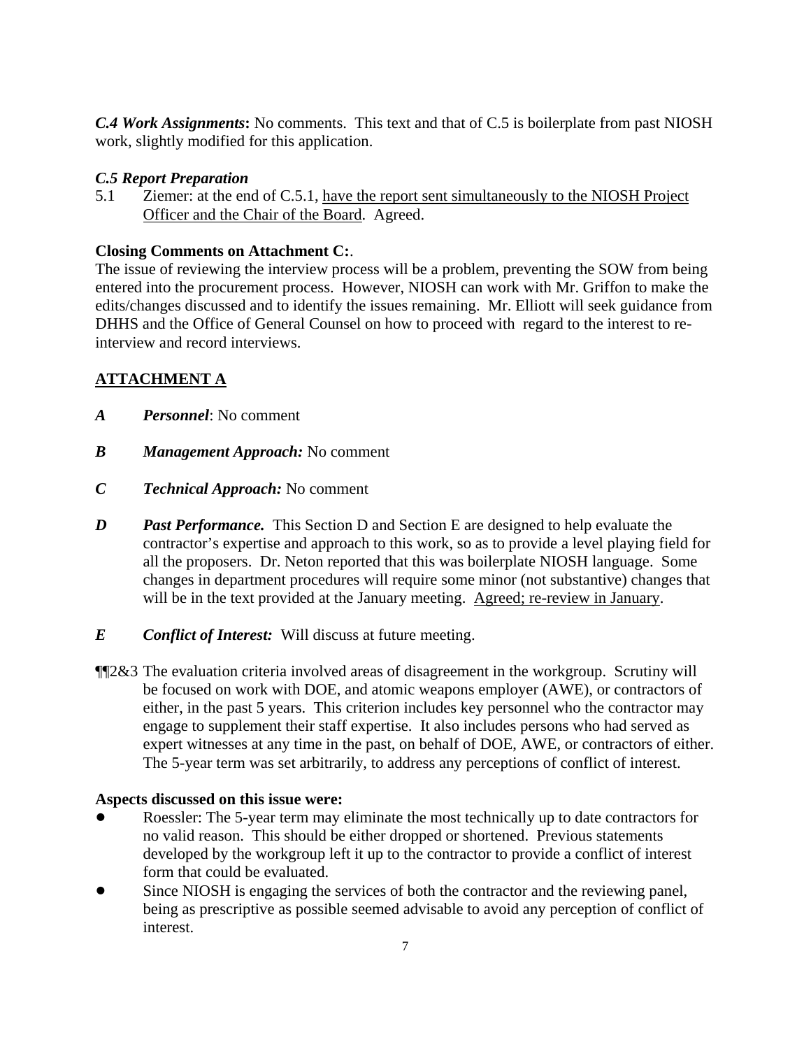***C.4 Work Assignments*:** No comments. This text and that of C.5 is boilerplate from past NIOSH work, slightly modified for this application.

***C.5 Report Preparation***

5.1 Ziemer: at the end of C.5.1, <u>have the report sent simultaneously to the NIOSH Project Officer and the Chair of the Board</u>. Agreed.

**Closing Comments on Attachment C:**.

The issue of reviewing the interview process will be a problem, preventing the SOW from being entered into the procurement process. However, NIOSH can work with Mr. Griffon to make the edits/changes discussed and to identify the issues remaining. Mr. Elliott will seek guidance from DHHS and the Office of General Counsel on how to proceed with regard to the interest to re-interview and record interviews.

## <u>ATTACHMENT A</u>

***A Personnel***: No comment

***B Management Approach:*** No comment

***C Technical Approach:*** No comment

***D Past Performance.*** This Section D and Section E are designed to help evaluate the contractor's expertise and approach to this work, so as to provide a level playing field for all the proposers. Dr. Neton reported that this was boilerplate NIOSH language. Some changes in department procedures will require some minor (not substantive) changes that will be in the text provided at the January meeting. <u>Agreed; re-review in January</u>.

***E Conflict of Interest:*** Will discuss at future meeting.

¶¶2&3 The evaluation criteria involved areas of disagreement in the workgroup. Scrutiny will be focused on work with DOE, and atomic weapons employer (AWE), or contractors of either, in the past 5 years. This criterion includes key personnel who the contractor may engage to supplement their staff expertise. It also includes persons who had served as expert witnesses at any time in the past, on behalf of DOE, AWE, or contractors of either. The 5-year term was set arbitrarily, to address any perceptions of conflict of interest.

**Aspects discussed on this issue were:**

- Roessler: The 5-year term may eliminate the most technically up to date contractors for no valid reason. This should be either dropped or shortened. Previous statements developed by the workgroup left it up to the contractor to provide a conflict of interest form that could be evaluated.
- Since NIOSH is engaging the services of both the contractor and the reviewing panel, being as prescriptive as possible seemed advisable to avoid any perception of conflict of interest.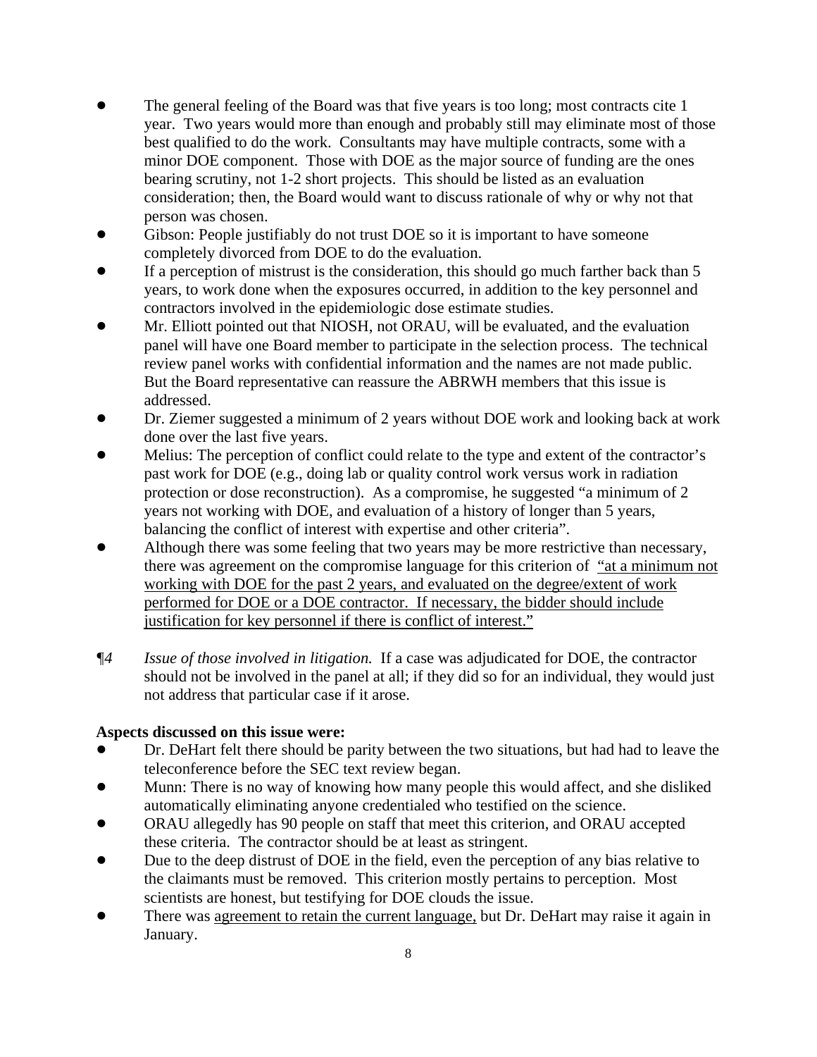- The general feeling of the Board was that five years is too long; most contracts cite 1 year. Two years would more than enough and probably still may eliminate most of those best qualified to do the work. Consultants may have multiple contracts, some with a minor DOE component. Those with DOE as the major source of funding are the ones bearing scrutiny, not 1-2 short projects. This should be listed as an evaluation consideration; then, the Board would want to discuss rationale of why or why not that person was chosen.
- Gibson: People justifiably do not trust DOE so it is important to have someone completely divorced from DOE to do the evaluation.
- If a perception of mistrust is the consideration, this should go much farther back than 5 years, to work done when the exposures occurred, in addition to the key personnel and contractors involved in the epidemiologic dose estimate studies.
- Mr. Elliott pointed out that NIOSH, not ORAU, will be evaluated, and the evaluation panel will have one Board member to participate in the selection process. The technical review panel works with confidential information and the names are not made public. But the Board representative can reassure the ABRWH members that this issue is addressed.
- Dr. Ziemer suggested a minimum of 2 years without DOE work and looking back at work done over the last five years.
- Melius: The perception of conflict could relate to the type and extent of the contractor's past work for DOE (e.g., doing lab or quality control work versus work in radiation protection or dose reconstruction). As a compromise, he suggested "a minimum of 2 years not working with DOE, and evaluation of a history of longer than 5 years, balancing the conflict of interest with expertise and other criteria".
- Although there was some feeling that two years may be more restrictive than necessary, there was agreement on the compromise language for this criterion of "at a minimum not working with DOE for the past 2 years, and evaluated on the degree/extent of work performed for DOE or a DOE contractor. If necessary, the bidder should include justification for key personnel if there is conflict of interest."

*¶4* *Issue of those involved in litigation.* If a case was adjudicated for DOE, the contractor should not be involved in the panel at all; if they did so for an individual, they would just not address that particular case if it arose.

**Aspects discussed on this issue were:**

- Dr. DeHart felt there should be parity between the two situations, but had had to leave the teleconference before the SEC text review began.
- Munn: There is no way of knowing how many people this would affect, and she disliked automatically eliminating anyone credentialed who testified on the science.
- ORAU allegedly has 90 people on staff that meet this criterion, and ORAU accepted these criteria. The contractor should be at least as stringent.
- Due to the deep distrust of DOE in the field, even the perception of any bias relative to the claimants must be removed. This criterion mostly pertains to perception. Most scientists are honest, but testifying for DOE clouds the issue.
- There was agreement to retain the current language, but Dr. DeHart may raise it again in January.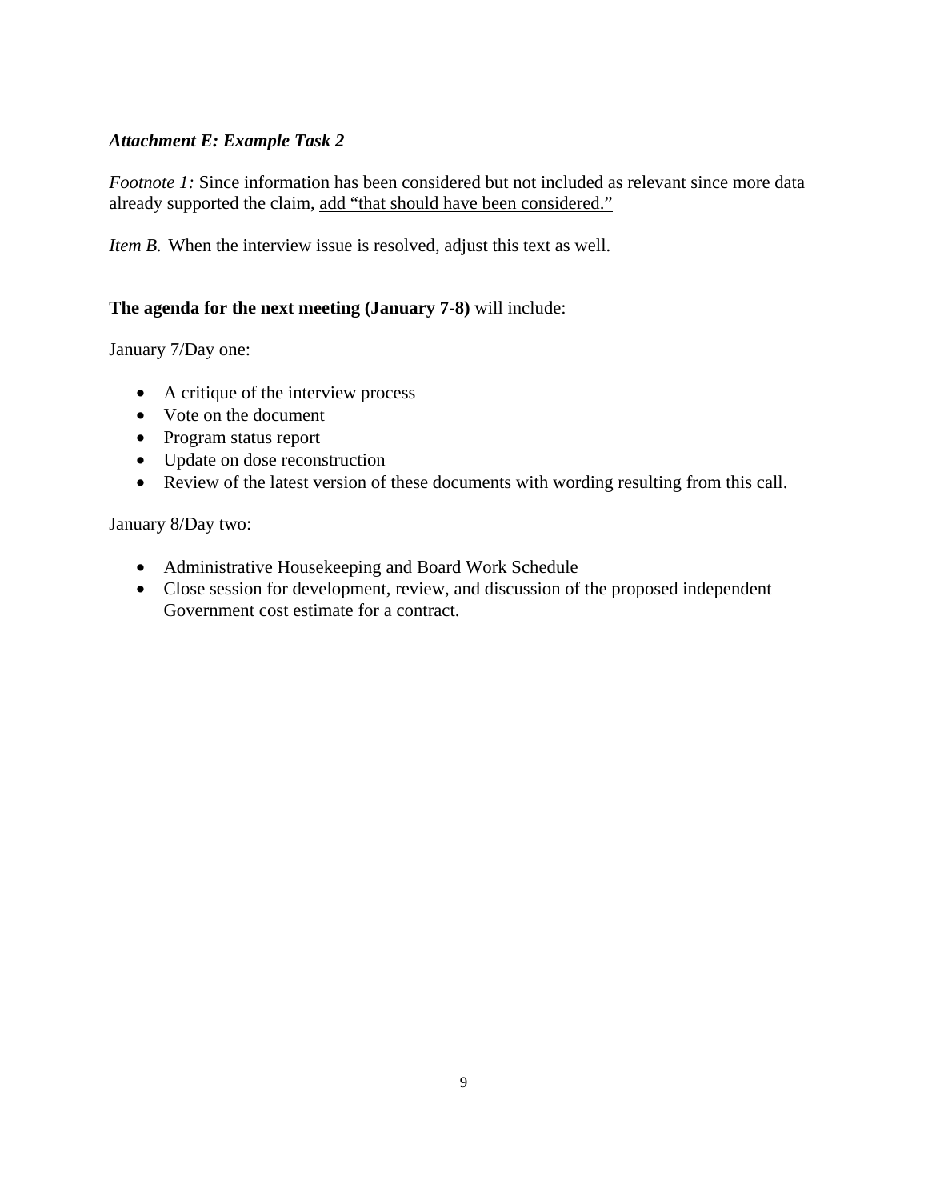***Attachment E: Example Task 2***

*Footnote 1:* Since information has been considered but not included as relevant since more data already supported the claim, <u>add "that should have been considered."</u>

*Item B.* When the interview issue is resolved, adjust this text as well.

**The agenda for the next meeting (January 7-8)** will include:

January 7/Day one:

- A critique of the interview process
- Vote on the document
- Program status report
- Update on dose reconstruction
- Review of the latest version of these documents with wording resulting from this call.

January 8/Day two:

- Administrative Housekeeping and Board Work Schedule
- Close session for development, review, and discussion of the proposed independent Government cost estimate for a contract.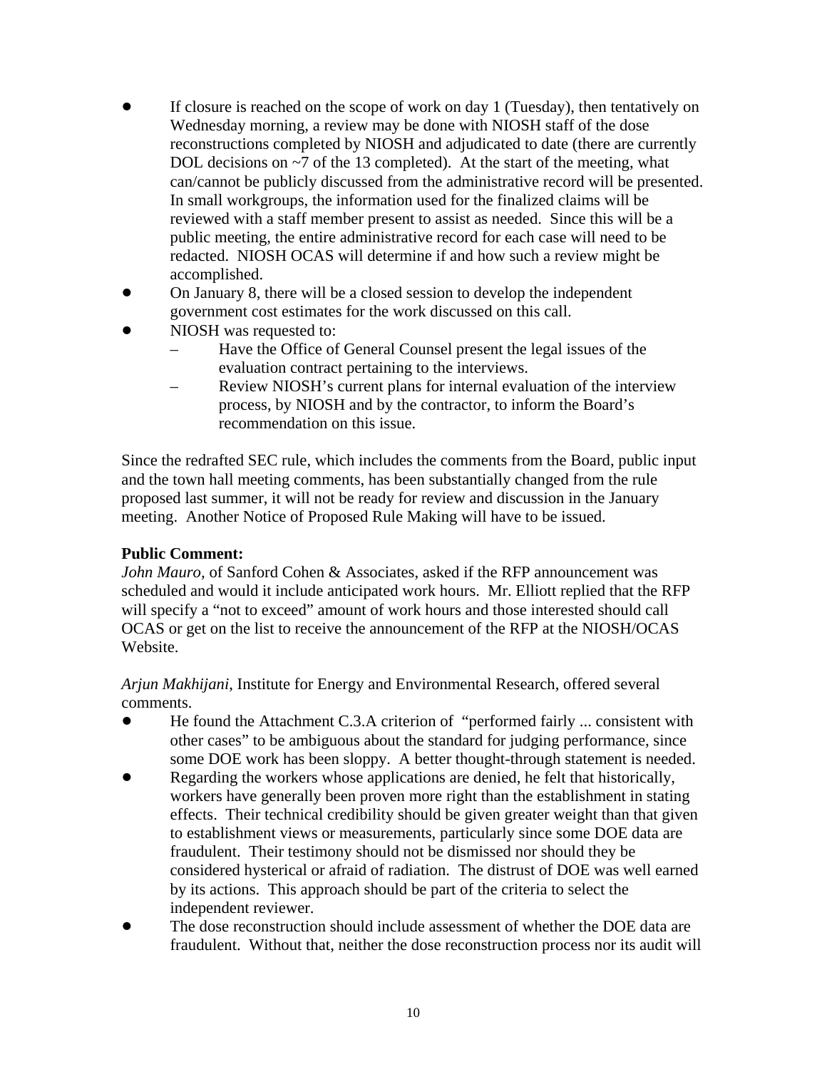- If closure is reached on the scope of work on day 1 (Tuesday), then tentatively on Wednesday morning, a review may be done with NIOSH staff of the dose reconstructions completed by NIOSH and adjudicated to date (there are currently DOL decisions on ~7 of the 13 completed). At the start of the meeting, what can/cannot be publicly discussed from the administrative record will be presented. In small workgroups, the information used for the finalized claims will be reviewed with a staff member present to assist as needed. Since this will be a public meeting, the entire administrative record for each case will need to be redacted. NIOSH OCAS will determine if and how such a review might be accomplished.
- On January 8, there will be a closed session to develop the independent government cost estimates for the work discussed on this call.
- NIOSH was requested to:
  - Have the Office of General Counsel present the legal issues of the evaluation contract pertaining to the interviews.
  - Review NIOSH's current plans for internal evaluation of the interview process, by NIOSH and by the contractor, to inform the Board's recommendation on this issue.

Since the redrafted SEC rule, which includes the comments from the Board, public input and the town hall meeting comments, has been substantially changed from the rule proposed last summer, it will not be ready for review and discussion in the January meeting. Another Notice of Proposed Rule Making will have to be issued.

**Public Comment:**
*John Mauro,* of Sanford Cohen & Associates, asked if the RFP announcement was scheduled and would it include anticipated work hours. Mr. Elliott replied that the RFP will specify a "not to exceed" amount of work hours and those interested should call OCAS or get on the list to receive the announcement of the RFP at the NIOSH/OCAS Website.

*Arjun Makhijani*, Institute for Energy and Environmental Research, offered several comments.

- He found the Attachment C.3.A criterion of "performed fairly ... consistent with other cases" to be ambiguous about the standard for judging performance, since some DOE work has been sloppy. A better thought-through statement is needed.
- Regarding the workers whose applications are denied, he felt that historically, workers have generally been proven more right than the establishment in stating effects. Their technical credibility should be given greater weight than that given to establishment views or measurements, particularly since some DOE data are fraudulent. Their testimony should not be dismissed nor should they be considered hysterical or afraid of radiation. The distrust of DOE was well earned by its actions. This approach should be part of the criteria to select the independent reviewer.
- The dose reconstruction should include assessment of whether the DOE data are fraudulent. Without that, neither the dose reconstruction process nor its audit will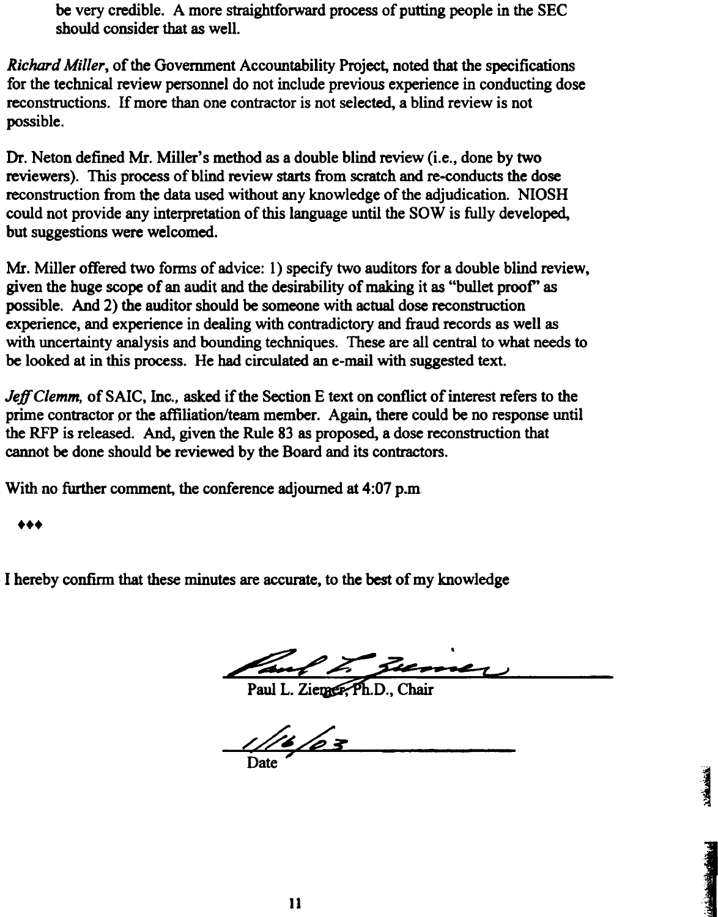be very credible. A more straightforward process of putting people in the SEC should consider that as well.

*Richard Miller*, of the Government Accountability Project, noted that the specifications for the technical review personnel do not include previous experience in conducting dose reconstructions. If more than one contractor is not selected, a blind review is not possible.

Dr. Neton defined Mr. Miller's method as a double blind review (i.e., done by two reviewers). This process of blind review starts from scratch and re-conducts the dose reconstruction from the data used without any knowledge of the adjudication. NIOSH could not provide any interpretation of this language until the SOW is fully developed, but suggestions were welcomed.

Mr. Miller offered two forms of advice: 1) specify two auditors for a double blind review, given the huge scope of an audit and the desirability of making it as "bullet proof" as possible. And 2) the auditor should be someone with actual dose reconstruction experience, and experience in dealing with contradictory and fraud records as well as with uncertainty analysis and bounding techniques. These are all central to what needs to be looked at in this process. He had circulated an e-mail with suggested text.

*Jeff Clemm*, of SAIC, Inc., asked if the Section E text on conflict of interest refers to the prime contractor or the affiliation/team member. Again, there could be no response until the RFP is released. And, given the Rule 83 as proposed, a dose reconstruction that cannot be done should be reviewed by the Board and its contractors.

With no further comment, the conference adjourned at 4:07 p.m.

♦♦♦

I hereby confirm that these minutes are accurate, to the best of my knowledge

Paul L. Ziemer, Ph.D., Chair

1/16/03

Date